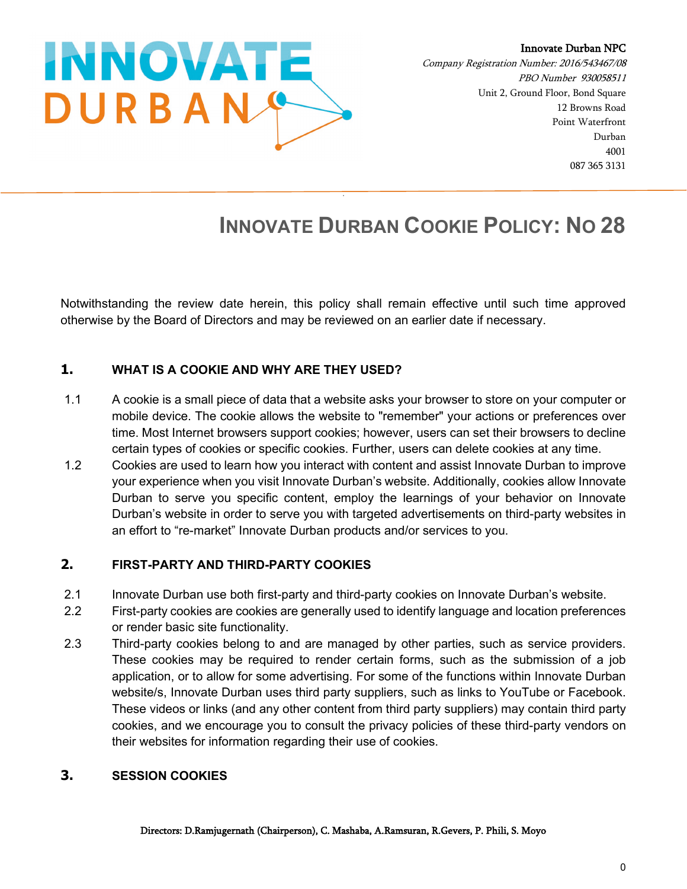**Innovate Durban NPC**
*Company Registration Number: 2016/543467/08*
*PBO Number 930058511*
Unit 2, Ground Floor, Bond Square
12 Browns Road
Point Waterfront
Durban
4001
087 365 3131

# INNOVATE DURBAN COOKIE POLICY: NO 28

Notwithstanding the review date herein, this policy shall remain effective until such time approved otherwise by the Board of Directors and may be reviewed on an earlier date if necessary.

## 1. WHAT IS A COOKIE AND WHY ARE THEY USED?

1.1 A cookie is a small piece of data that a website asks your browser to store on your computer or mobile device. The cookie allows the website to "remember" your actions or preferences over time. Most Internet browsers support cookies; however, users can set their browsers to decline certain types of cookies or specific cookies. Further, users can delete cookies at any time.

1.2 Cookies are used to learn how you interact with content and assist Innovate Durban to improve your experience when you visit Innovate Durban's website. Additionally, cookies allow Innovate Durban to serve you specific content, employ the learnings of your behavior on Innovate Durban's website in order to serve you with targeted advertisements on third-party websites in an effort to "re-market" Innovate Durban products and/or services to you.

## 2. FIRST-PARTY AND THIRD-PARTY COOKIES

2.1 Innovate Durban use both first-party and third-party cookies on Innovate Durban's website.

2.2 First-party cookies are cookies are generally used to identify language and location preferences or render basic site functionality.

2.3 Third-party cookies belong to and are managed by other parties, such as service providers. These cookies may be required to render certain forms, such as the submission of a job application, or to allow for some advertising. For some of the functions within Innovate Durban website/s, Innovate Durban uses third party suppliers, such as links to YouTube or Facebook. These videos or links (and any other content from third party suppliers) may contain third party cookies, and we encourage you to consult the privacy policies of these third-party vendors on their websites for information regarding their use of cookies.

## 3. SESSION COOKIES

Directors: D.Ramjugernath (Chairperson), C. Mashaba, A.Ramsuran, R.Gevers, P. Phili, S. Moyo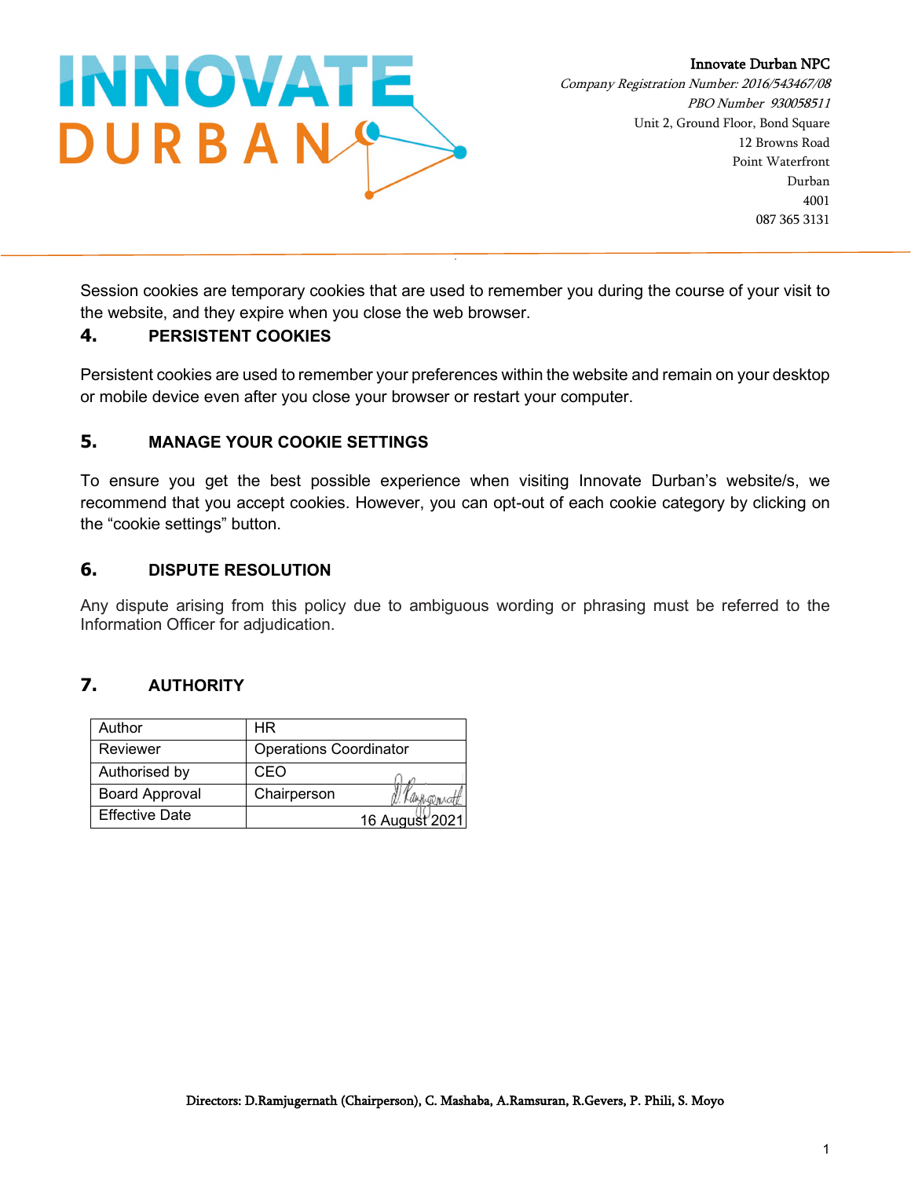Innovate Durban NPC
*Company Registration Number: 2016/543467/08*
*PBO Number 930058511*
Unit 2, Ground Floor, Bond Square
12 Browns Road
Point Waterfront
Durban
4001
087 365 3131

Session cookies are temporary cookies that are used to remember you during the course of your visit to the website, and they expire when you close the web browser.

## 4. PERSISTENT COOKIES

Persistent cookies are used to remember your preferences within the website and remain on your desktop or mobile device even after you close your browser or restart your computer.

## 5. MANAGE YOUR COOKIE SETTINGS

To ensure you get the best possible experience when visiting Innovate Durban's website/s, we recommend that you accept cookies. However, you can opt-out of each cookie category by clicking on the "cookie settings" button.

## 6. DISPUTE RESOLUTION

Any dispute arising from this policy due to ambiguous wording or phrasing must be referred to the Information Officer for adjudication.

## 7. AUTHORITY

| | |
|---|---|
| Author | HR |
| Reviewer | Operations Coordinator |
| Authorised by | CEO |
| Board Approval | Chairperson |
| Effective Date | 16 August 2021 |

Directors: D.Ramjugernath (Chairperson), C. Mashaba, A.Ramsuran, R.Gevers, P. Phili, S. Moyo